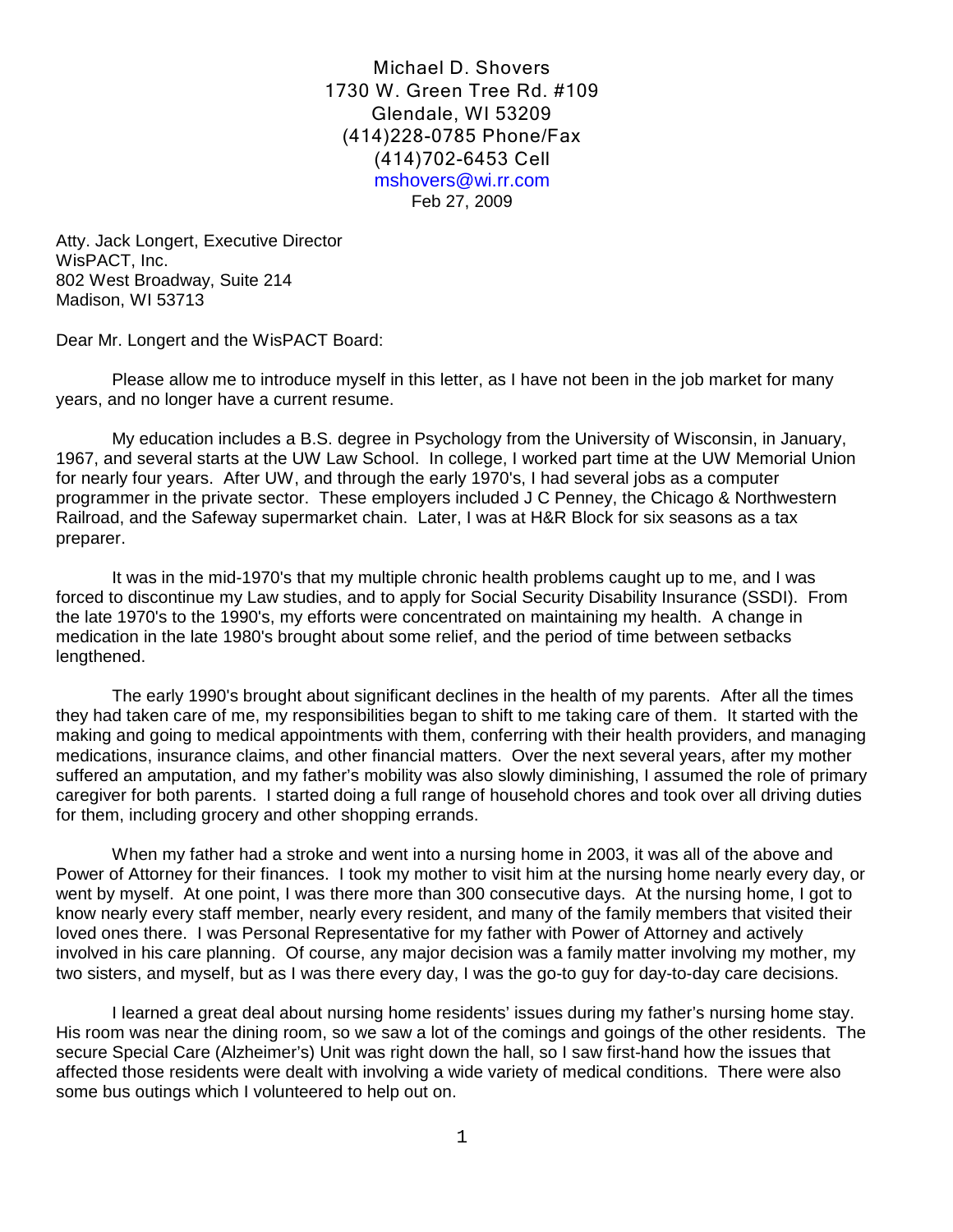Michael D. Shovers
1730 W. Green Tree Rd. #109
Glendale, WI 53209
(414)228-0785 Phone/Fax
(414)702-6453 Cell
mshovers@wi.rr.com
Feb 27, 2009

Atty. Jack Longert, Executive Director
WisPACT, Inc.
802 West Broadway, Suite 214
Madison, WI 53713

Dear Mr. Longert and the WisPACT Board:

Please allow me to introduce myself in this letter, as I have not been in the job market for many years, and no longer have a current resume.

My education includes a B.S. degree in Psychology from the University of Wisconsin, in January, 1967, and several starts at the UW Law School. In college, I worked part time at the UW Memorial Union for nearly four years. After UW, and through the early 1970's, I had several jobs as a computer programmer in the private sector. These employers included J C Penney, the Chicago & Northwestern Railroad, and the Safeway supermarket chain. Later, I was at H&R Block for six seasons as a tax preparer.

It was in the mid-1970's that my multiple chronic health problems caught up to me, and I was forced to discontinue my Law studies, and to apply for Social Security Disability Insurance (SSDI). From the late 1970's to the 1990's, my efforts were concentrated on maintaining my health. A change in medication in the late 1980's brought about some relief, and the period of time between setbacks lengthened.

The early 1990's brought about significant declines in the health of my parents. After all the times they had taken care of me, my responsibilities began to shift to me taking care of them. It started with the making and going to medical appointments with them, conferring with their health providers, and managing medications, insurance claims, and other financial matters. Over the next several years, after my mother suffered an amputation, and my father's mobility was also slowly diminishing, I assumed the role of primary caregiver for both parents. I started doing a full range of household chores and took over all driving duties for them, including grocery and other shopping errands.

When my father had a stroke and went into a nursing home in 2003, it was all of the above and Power of Attorney for their finances. I took my mother to visit him at the nursing home nearly every day, or went by myself. At one point, I was there more than 300 consecutive days. At the nursing home, I got to know nearly every staff member, nearly every resident, and many of the family members that visited their loved ones there. I was Personal Representative for my father with Power of Attorney and actively involved in his care planning. Of course, any major decision was a family matter involving my mother, my two sisters, and myself, but as I was there every day, I was the go-to guy for day-to-day care decisions.

I learned a great deal about nursing home residents' issues during my father's nursing home stay. His room was near the dining room, so we saw a lot of the comings and goings of the other residents. The secure Special Care (Alzheimer's) Unit was right down the hall, so I saw first-hand how the issues that affected those residents were dealt with involving a wide variety of medical conditions. There were also some bus outings which I volunteered to help out on.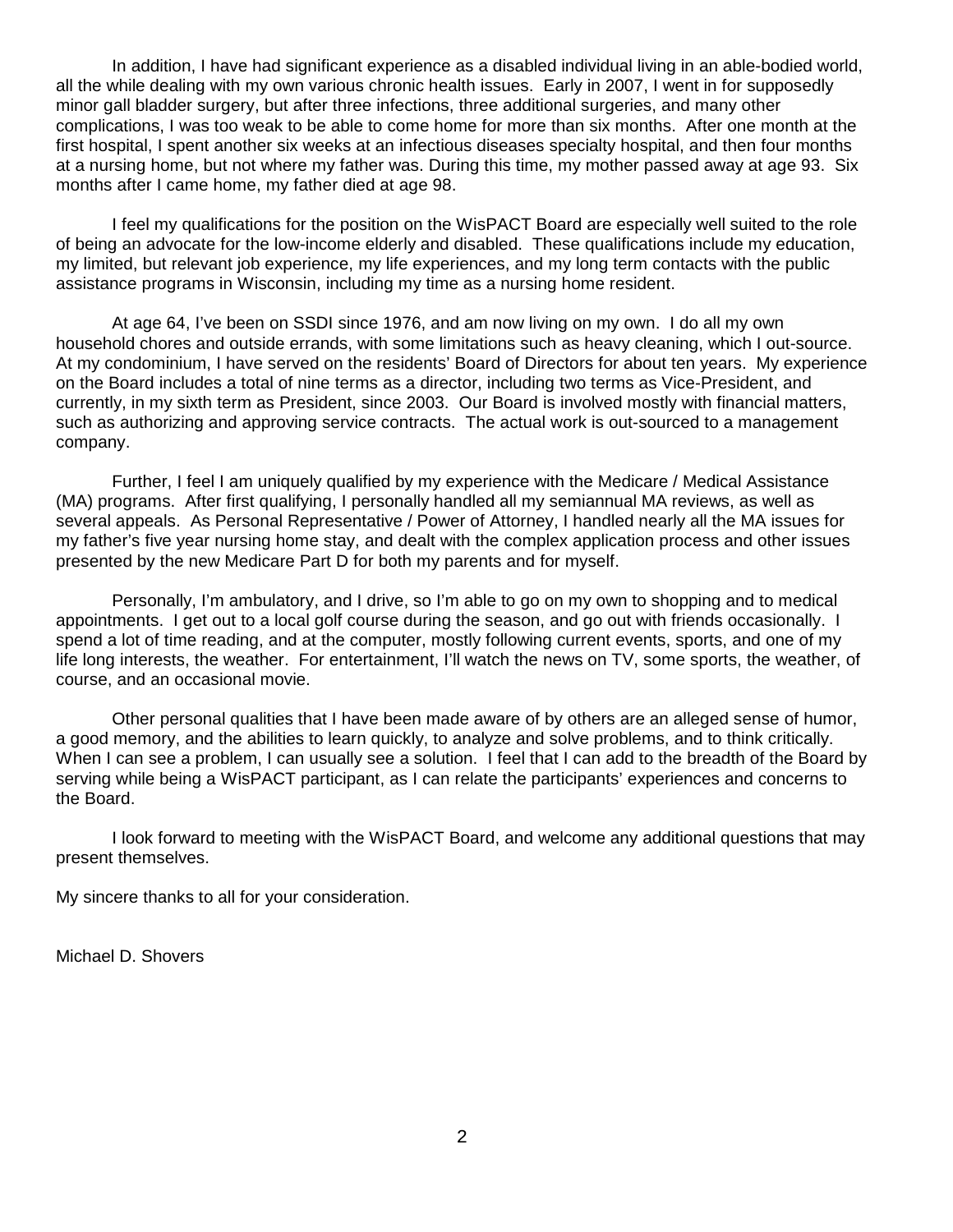In addition, I have had significant experience as a disabled individual living in an able-bodied world, all the while dealing with my own various chronic health issues. Early in 2007, I went in for supposedly minor gall bladder surgery, but after three infections, three additional surgeries, and many other complications, I was too weak to be able to come home for more than six months. After one month at the first hospital, I spent another six weeks at an infectious diseases specialty hospital, and then four months at a nursing home, but not where my father was. During this time, my mother passed away at age 93. Six months after I came home, my father died at age 98.

I feel my qualifications for the position on the WisPACT Board are especially well suited to the role of being an advocate for the low-income elderly and disabled. These qualifications include my education, my limited, but relevant job experience, my life experiences, and my long term contacts with the public assistance programs in Wisconsin, including my time as a nursing home resident.

At age 64, I've been on SSDI since 1976, and am now living on my own. I do all my own household chores and outside errands, with some limitations such as heavy cleaning, which I out-source. At my condominium, I have served on the residents' Board of Directors for about ten years. My experience on the Board includes a total of nine terms as a director, including two terms as Vice-President, and currently, in my sixth term as President, since 2003. Our Board is involved mostly with financial matters, such as authorizing and approving service contracts. The actual work is out-sourced to a management company.

Further, I feel I am uniquely qualified by my experience with the Medicare / Medical Assistance (MA) programs. After first qualifying, I personally handled all my semiannual MA reviews, as well as several appeals. As Personal Representative / Power of Attorney, I handled nearly all the MA issues for my father's five year nursing home stay, and dealt with the complex application process and other issues presented by the new Medicare Part D for both my parents and for myself.

Personally, I'm ambulatory, and I drive, so I'm able to go on my own to shopping and to medical appointments. I get out to a local golf course during the season, and go out with friends occasionally. I spend a lot of time reading, and at the computer, mostly following current events, sports, and one of my life long interests, the weather. For entertainment, I'll watch the news on TV, some sports, the weather, of course, and an occasional movie.

Other personal qualities that I have been made aware of by others are an alleged sense of humor, a good memory, and the abilities to learn quickly, to analyze and solve problems, and to think critically. When I can see a problem, I can usually see a solution. I feel that I can add to the breadth of the Board by serving while being a WisPACT participant, as I can relate the participants' experiences and concerns to the Board.

I look forward to meeting with the WisPACT Board, and welcome any additional questions that may present themselves.

My sincere thanks to all for your consideration.

Michael D. Shovers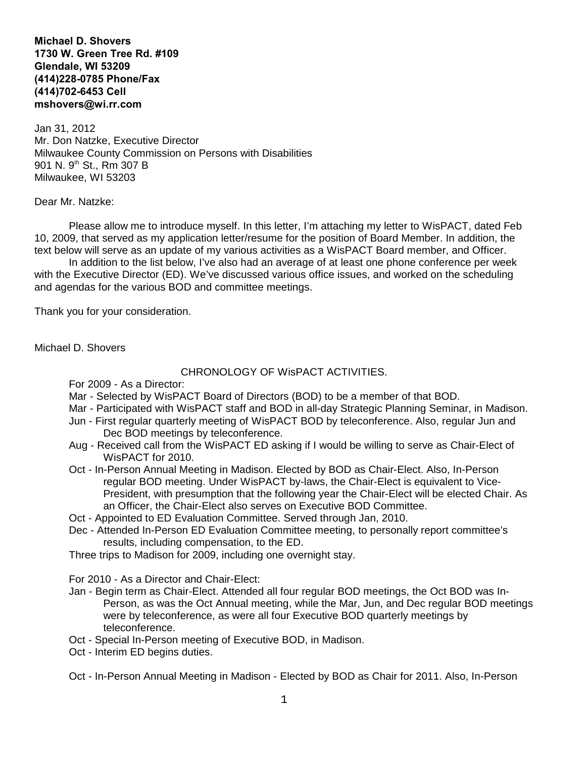**Michael D. Shovers**
**1730 W. Green Tree Rd. #109**
**Glendale, WI 53209**
**(414)228-0785 Phone/Fax**
**(414)702-6453 Cell**
**mshovers@wi.rr.com**

Jan 31, 2012
Mr. Don Natzke, Executive Director
Milwaukee County Commission on Persons with Disabilities
901 N. 9th St., Rm 307 B
Milwaukee, WI 53203

Dear Mr. Natzke:

Please allow me to introduce myself. In this letter, I'm attaching my letter to WisPACT, dated Feb 10, 2009, that served as my application letter/resume for the position of Board Member. In addition, the text below will serve as an update of my various activities as a WisPACT Board member, and Officer.

In addition to the list below, I've also had an average of at least one phone conference per week with the Executive Director (ED). We've discussed various office issues, and worked on the scheduling and agendas for the various BOD and committee meetings.

Thank you for your consideration.

Michael D. Shovers

CHRONOLOGY OF WisPACT ACTIVITIES.

For 2009 - As a Director:

- Mar - Selected by WisPACT Board of Directors (BOD) to be a member of that BOD.
- Mar - Participated with WisPACT staff and BOD in all-day Strategic Planning Seminar, in Madison.
- Jun - First regular quarterly meeting of WisPACT BOD by teleconference. Also, regular Jun and Dec BOD meetings by teleconference.
- Aug - Received call from the WisPACT ED asking if I would be willing to serve as Chair-Elect of WisPACT for 2010.
- Oct - In-Person Annual Meeting in Madison. Elected by BOD as Chair-Elect. Also, In-Person regular BOD meeting. Under WisPACT by-laws, the Chair-Elect is equivalent to Vice-President, with presumption that the following year the Chair-Elect will be elected Chair. As an Officer, the Chair-Elect also serves on Executive BOD Committee.
- Oct - Appointed to ED Evaluation Committee. Served through Jan, 2010.
- Dec - Attended In-Person ED Evaluation Committee meeting, to personally report committee's results, including compensation, to the ED.

Three trips to Madison for 2009, including one overnight stay.

For 2010 - As a Director and Chair-Elect:

- Jan - Begin term as Chair-Elect. Attended all four regular BOD meetings, the Oct BOD was In-Person, as was the Oct Annual meeting, while the Mar, Jun, and Dec regular BOD meetings were by teleconference, as were all four Executive BOD quarterly meetings by teleconference.
- Oct - Special In-Person meeting of Executive BOD, in Madison.
- Oct - Interim ED begins duties.

- Oct - In-Person Annual Meeting in Madison - Elected by BOD as Chair for 2011. Also, In-Person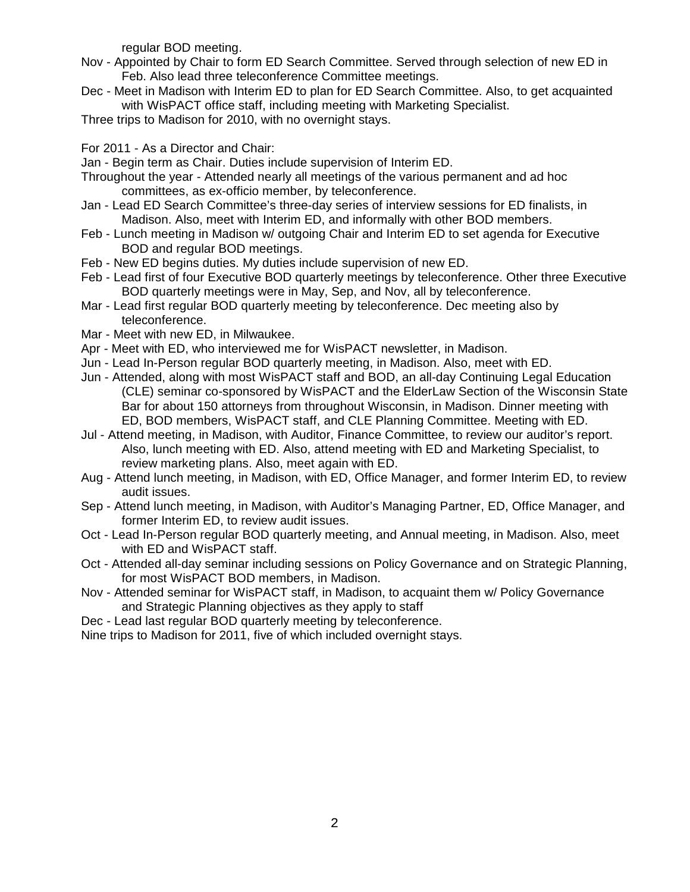regular BOD meeting.

Nov - Appointed by Chair to form ED Search Committee. Served through selection of new ED in Feb. Also lead three teleconference Committee meetings.

Dec - Meet in Madison with Interim ED to plan for ED Search Committee. Also, to get acquainted with WisPACT office staff, including meeting with Marketing Specialist.

Three trips to Madison for 2010, with no overnight stays.

For 2011 - As a Director and Chair:

Jan - Begin term as Chair. Duties include supervision of Interim ED.

Throughout the year - Attended nearly all meetings of the various permanent and ad hoc committees, as ex-officio member, by teleconference.

Jan - Lead ED Search Committee's three-day series of interview sessions for ED finalists, in Madison. Also, meet with Interim ED, and informally with other BOD members.

Feb - Lunch meeting in Madison w/ outgoing Chair and Interim ED to set agenda for Executive BOD and regular BOD meetings.

Feb - New ED begins duties. My duties include supervision of new ED.

Feb - Lead first of four Executive BOD quarterly meetings by teleconference. Other three Executive BOD quarterly meetings were in May, Sep, and Nov, all by teleconference.

Mar - Lead first regular BOD quarterly meeting by teleconference. Dec meeting also by teleconference.

Mar - Meet with new ED, in Milwaukee.

Apr - Meet with ED, who interviewed me for WisPACT newsletter, in Madison.

Jun - Lead In-Person regular BOD quarterly meeting, in Madison. Also, meet with ED.

Jun - Attended, along with most WisPACT staff and BOD, an all-day Continuing Legal Education (CLE) seminar co-sponsored by WisPACT and the ElderLaw Section of the Wisconsin State Bar for about 150 attorneys from throughout Wisconsin, in Madison. Dinner meeting with ED, BOD members, WisPACT staff, and CLE Planning Committee. Meeting with ED.

Jul - Attend meeting, in Madison, with Auditor, Finance Committee, to review our auditor's report. Also, lunch meeting with ED. Also, attend meeting with ED and Marketing Specialist, to review marketing plans. Also, meet again with ED.

Aug - Attend lunch meeting, in Madison, with ED, Office Manager, and former Interim ED, to review audit issues.

Sep - Attend lunch meeting, in Madison, with Auditor's Managing Partner, ED, Office Manager, and former Interim ED, to review audit issues.

Oct - Lead In-Person regular BOD quarterly meeting, and Annual meeting, in Madison. Also, meet with ED and WisPACT staff.

Oct - Attended all-day seminar including sessions on Policy Governance and on Strategic Planning, for most WisPACT BOD members, in Madison.

Nov - Attended seminar for WisPACT staff, in Madison, to acquaint them w/ Policy Governance and Strategic Planning objectives as they apply to staff

Dec - Lead last regular BOD quarterly meeting by teleconference.

Nine trips to Madison for 2011, five of which included overnight stays.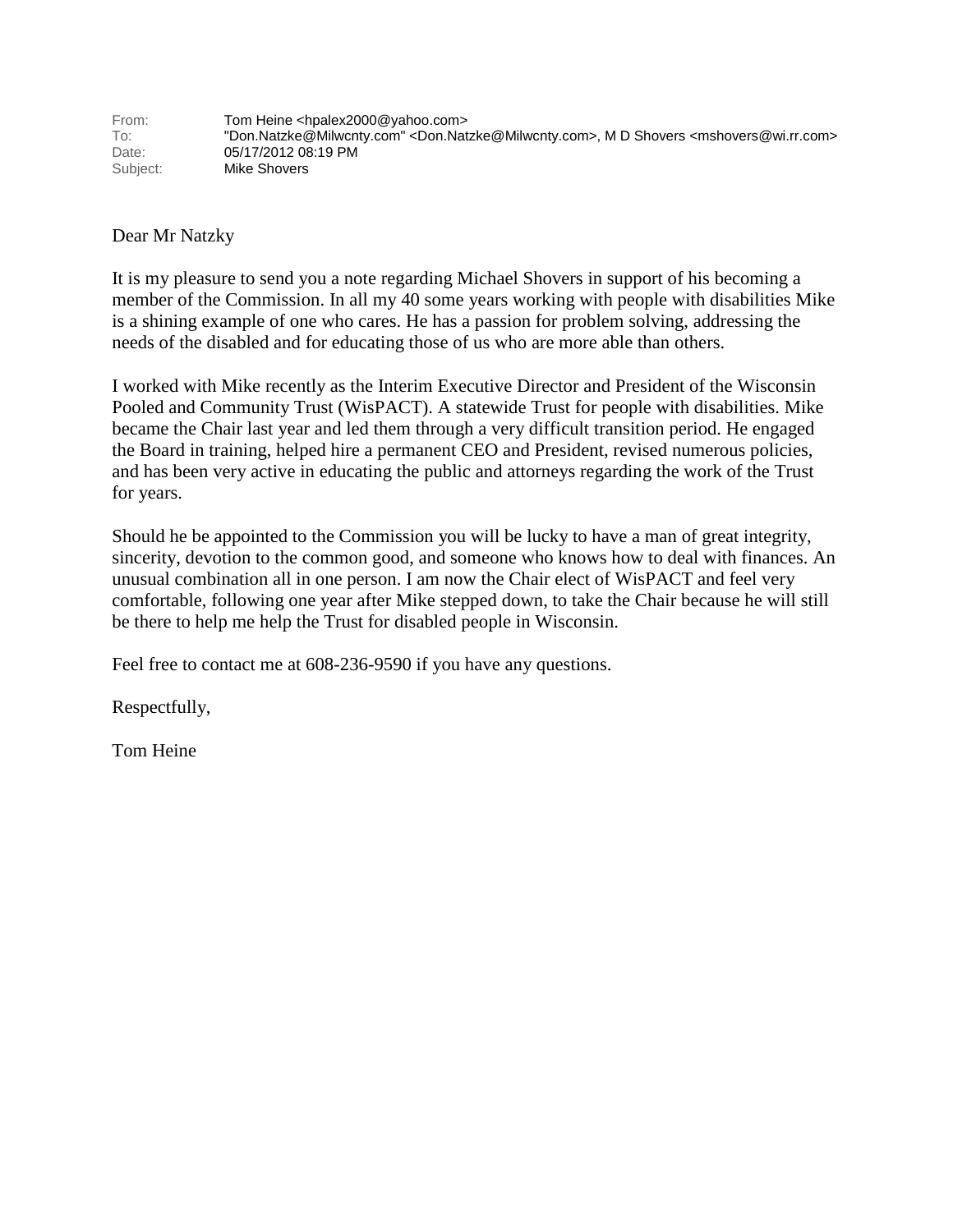From: Tom Heine <hpalex2000@yahoo.com>
To: "Don.Natzke@Milwcnty.com" <Don.Natzke@Milwcnty.com>, M D Shovers <mshovers@wi.rr.com>
Date: 05/17/2012 08:19 PM
Subject: Mike Shovers

Dear Mr Natzky

It is my pleasure to send you a note regarding Michael Shovers in support of his becoming a member of the Commission. In all my 40 some years working with people with disabilities Mike is a shining example of one who cares. He has a passion for problem solving, addressing the needs of the disabled and for educating those of us who are more able than others.

I worked with Mike recently as the Interim Executive Director and President of the Wisconsin Pooled and Community Trust (WisPACT). A statewide Trust for people with disabilities. Mike became the Chair last year and led them through a very difficult transition period. He engaged the Board in training, helped hire a permanent CEO and President, revised numerous policies, and has been very active in educating the public and attorneys regarding the work of the Trust for years.

Should he be appointed to the Commission you will be lucky to have a man of great integrity, sincerity, devotion to the common good, and someone who knows how to deal with finances. An unusual combination all in one person. I am now the Chair elect of WisPACT and feel very comfortable, following one year after Mike stepped down, to take the Chair because he will still be there to help me help the Trust for disabled people in Wisconsin.

Feel free to contact me at 608-236-9590 if you have any questions.

Respectfully,

Tom Heine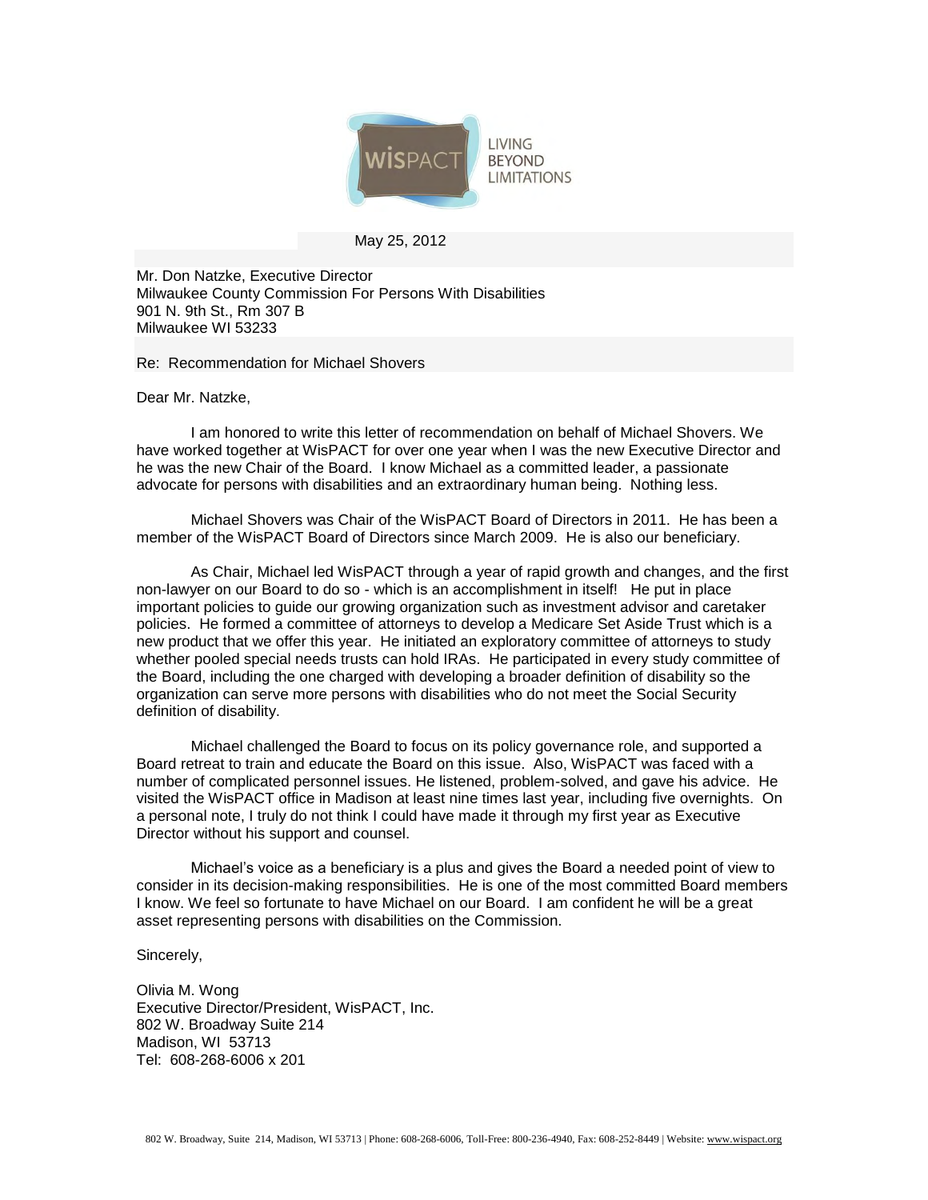WISPACT

LIVING BEYOND LIMITATIONS

May 25, 2012

Mr. Don Natzke, Executive Director
Milwaukee County Commission For Persons With Disabilities
901 N. 9th St., Rm 307 B
Milwaukee WI 53233

Re: Recommendation for Michael Shovers

Dear Mr. Natzke,

I am honored to write this letter of recommendation on behalf of Michael Shovers. We have worked together at WisPACT for over one year when I was the new Executive Director and he was the new Chair of the Board. I know Michael as a committed leader, a passionate advocate for persons with disabilities and an extraordinary human being. Nothing less.

Michael Shovers was Chair of the WisPACT Board of Directors in 2011. He has been a member of the WisPACT Board of Directors since March 2009. He is also our beneficiary.

As Chair, Michael led WisPACT through a year of rapid growth and changes, and the first non-lawyer on our Board to do so - which is an accomplishment in itself! He put in place important policies to guide our growing organization such as investment advisor and caretaker policies. He formed a committee of attorneys to develop a Medicare Set Aside Trust which is a new product that we offer this year. He initiated an exploratory committee of attorneys to study whether pooled special needs trusts can hold IRAs. He participated in every study committee of the Board, including the one charged with developing a broader definition of disability so the organization can serve more persons with disabilities who do not meet the Social Security definition of disability.

Michael challenged the Board to focus on its policy governance role, and supported a Board retreat to train and educate the Board on this issue. Also, WisPACT was faced with a number of complicated personnel issues. He listened, problem-solved, and gave his advice. He visited the WisPACT office in Madison at least nine times last year, including five overnights. On a personal note, I truly do not think I could have made it through my first year as Executive Director without his support and counsel.

Michael's voice as a beneficiary is a plus and gives the Board a needed point of view to consider in its decision-making responsibilities. He is one of the most committed Board members I know. We feel so fortunate to have Michael on our Board. I am confident he will be a great asset representing persons with disabilities on the Commission.

Sincerely,

Olivia M. Wong
Executive Director/President, WisPACT, Inc.
802 W. Broadway Suite 214
Madison, WI 53713
Tel: 608-268-6006 x 201

802 W. Broadway, Suite 214, Madison, WI 53713 | Phone: 608-268-6006, Toll-Free: 800-236-4940, Fax: 608-252-8449 | Website: www.wispact.org